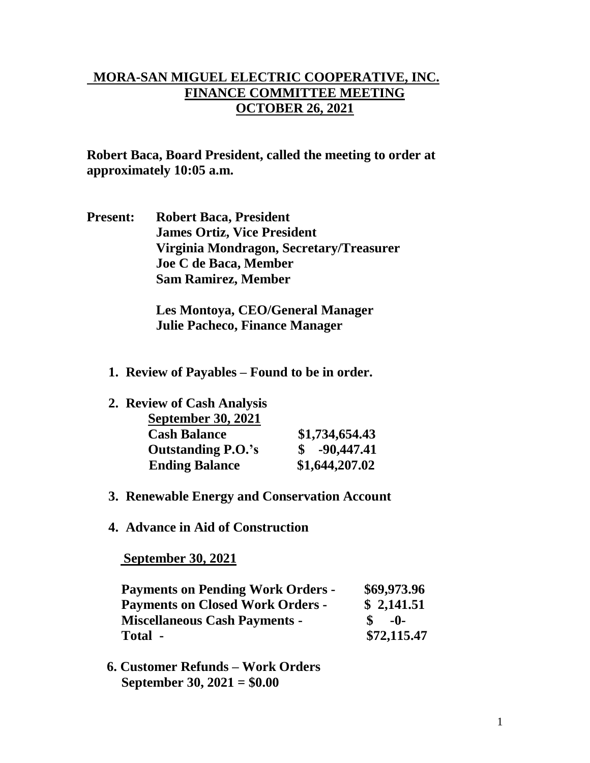# MORA-SAN MIGUEL ELECTRIC COOPERATIVE, INC.
## FINANCE COMMITTEE MEETING
## OCTOBER 26, 2021

**Robert Baca, Board President, called the meeting to order at approximately 10:05 a.m.**

**Present:** **Robert Baca, President**
**James Ortiz, Vice President**
**Virginia Mondragon, Secretary/Treasurer**
**Joe C de Baca, Member**
**Sam Ramirez, Member**

**Les Montoya, CEO/General Manager**
**Julie Pacheco, Finance Manager**

1. **Review of Payables – Found to be in order.**

2. **Review of Cash Analysis**

**September 30, 2021**

| | |
|---|---|
| **Cash Balance** | **$1,734,654.43** |
| **Outstanding P.O.'s** | **$ -90,447.41** |
| **Ending Balance** | **$1,644,207.02** |

3. **Renewable Energy and Conservation Account**

4. **Advance in Aid of Construction**

**September 30, 2021**

| | |
|---|---|
| **Payments on Pending Work Orders -** | **$69,973.96** |
| **Payments on Closed Work Orders -** | **$ 2,141.51** |
| **Miscellaneous Cash Payments -** | **$ -0-** |
| **Total -** | **$72,115.47** |

6. **Customer Refunds – Work Orders**
**September 30, 2021 = $0.00**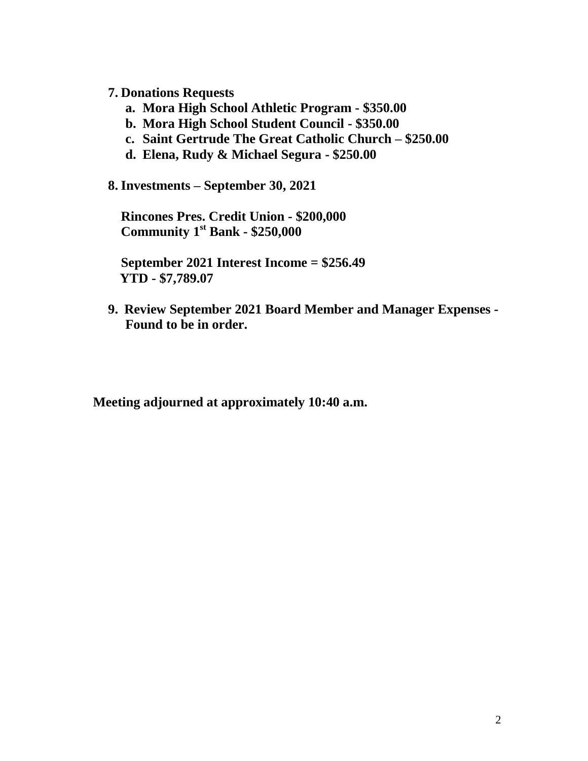**7. Donations Requests**

   **a. Mora High School Athletic Program - $350.00**

   **b. Mora High School Student Council - $350.00**

   **c. Saint Gertrude The Great Catholic Church – $250.00**

   **d. Elena, Rudy & Michael Segura - $250.00**

**8. Investments – September 30, 2021**

**Rincones Pres. Credit Union - $200,000**
**Community 1st Bank - $250,000**

**September 2021 Interest Income = $256.49**
**YTD - $7,789.07**

**9. Review September 2021 Board Member and Manager Expenses - Found to be in order.**

**Meeting adjourned at approximately 10:40 a.m.**